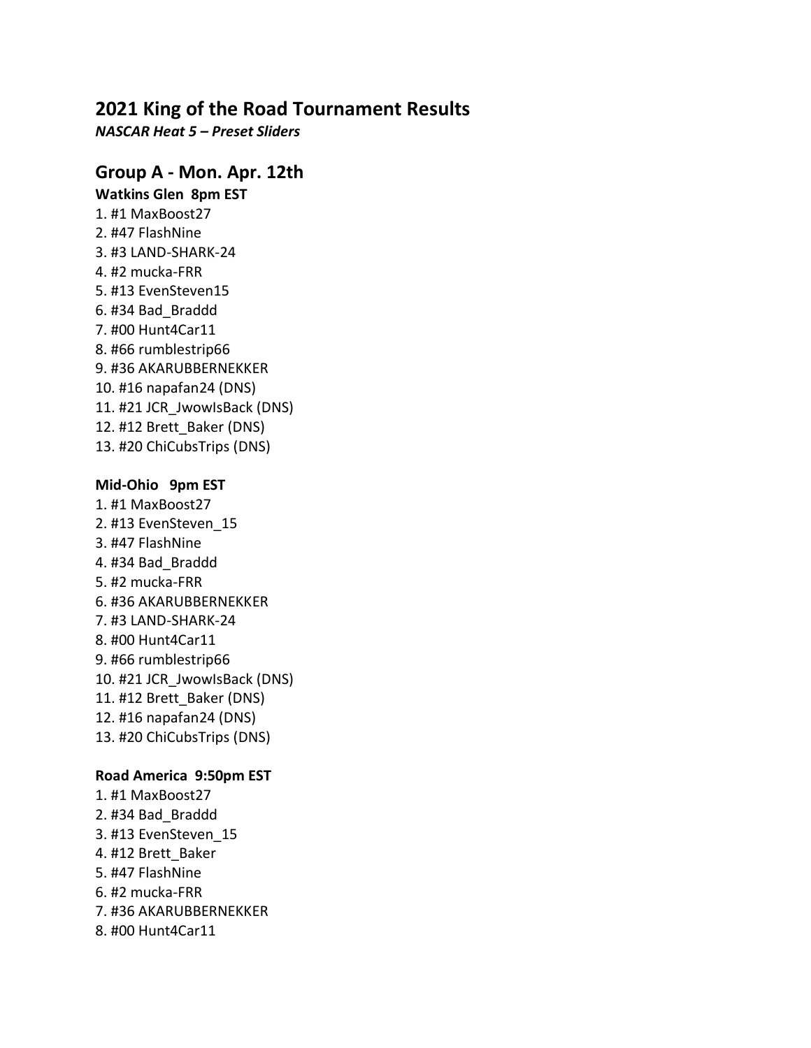## 2021 King of the Road Tournament Results

***NASCAR Heat 5 – Preset Sliders***

## Group A - Mon. Apr. 12th

**Watkins Glen  8pm EST**

1. #1 MaxBoost27
2. #47 FlashNine
3. #3 LAND-SHARK-24
4. #2 mucka-FRR
5. #13 EvenSteven15
6. #34 Bad_Braddd
7. #00 Hunt4Car11
8. #66 rumblestrip66
9. #36 AKARUBBERNEKKER
10. #16 napafan24 (DNS)
11. #21 JCR_JwowIsBack (DNS)
12. #12 Brett_Baker (DNS)
13. #20 ChiCubsTrips (DNS)

**Mid-Ohio   9pm EST**

1. #1 MaxBoost27
2. #13 EvenSteven_15
3. #47 FlashNine
4. #34 Bad_Braddd
5. #2 mucka-FRR
6. #36 AKARUBBERNEKKER
7. #3 LAND-SHARK-24
8. #00 Hunt4Car11
9. #66 rumblestrip66
10. #21 JCR_JwowIsBack (DNS)
11. #12 Brett_Baker (DNS)
12. #16 napafan24 (DNS)
13. #20 ChiCubsTrips (DNS)

**Road America  9:50pm EST**

1. #1 MaxBoost27
2. #34 Bad_Braddd
3. #13 EvenSteven_15
4. #12 Brett_Baker
5. #47 FlashNine
6. #2 mucka-FRR
7. #36 AKARUBBERNEKKER
8. #00 Hunt4Car11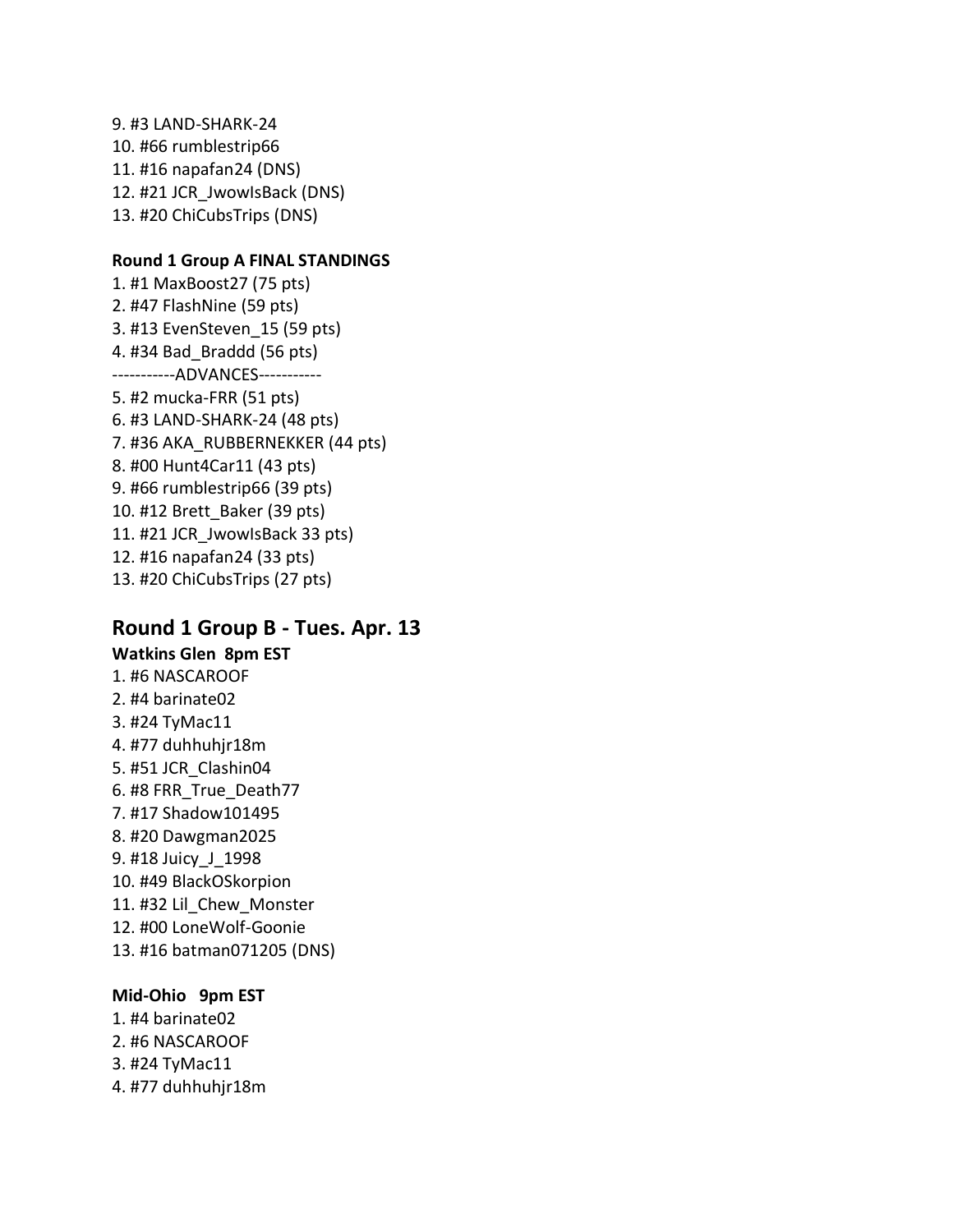9. #3 LAND-SHARK-24
10. #66 rumblestrip66
11. #16 napafan24 (DNS)
12. #21 JCR_JwowIsBack (DNS)
13. #20 ChiCubsTrips (DNS)

**Round 1 Group A FINAL STANDINGS**

1. #1 MaxBoost27 (75 pts)
2. #47 FlashNine (59 pts)
3. #13 EvenSteven_15 (59 pts)
4. #34 Bad_Braddd (56 pts)

-----------ADVANCES-----------

5. #2 mucka-FRR (51 pts)
6. #3 LAND-SHARK-24 (48 pts)
7. #36 AKA_RUBBERNEKKER (44 pts)
8. #00 Hunt4Car11 (43 pts)
9. #66 rumblestrip66 (39 pts)
10. #12 Brett_Baker (39 pts)
11. #21 JCR_JwowIsBack 33 pts)
12. #16 napafan24 (33 pts)
13. #20 ChiCubsTrips (27 pts)

## Round 1 Group B - Tues. Apr. 13

**Watkins Glen 8pm EST**

1. #6 NASCAROOF
2. #4 barinate02
3. #24 TyMac11
4. #77 duhhuhjr18m
5. #51 JCR_Clashin04
6. #8 FRR_True_Death77
7. #17 Shadow101495
8. #20 Dawgman2025
9. #18 Juicy_J_1998
10. #49 BlackOSkorpion
11. #32 Lil_Chew_Monster
12. #00 LoneWolf-Goonie
13. #16 batman071205 (DNS)

**Mid-Ohio 9pm EST**

1. #4 barinate02
2. #6 NASCAROOF
3. #24 TyMac11
4. #77 duhhuhjr18m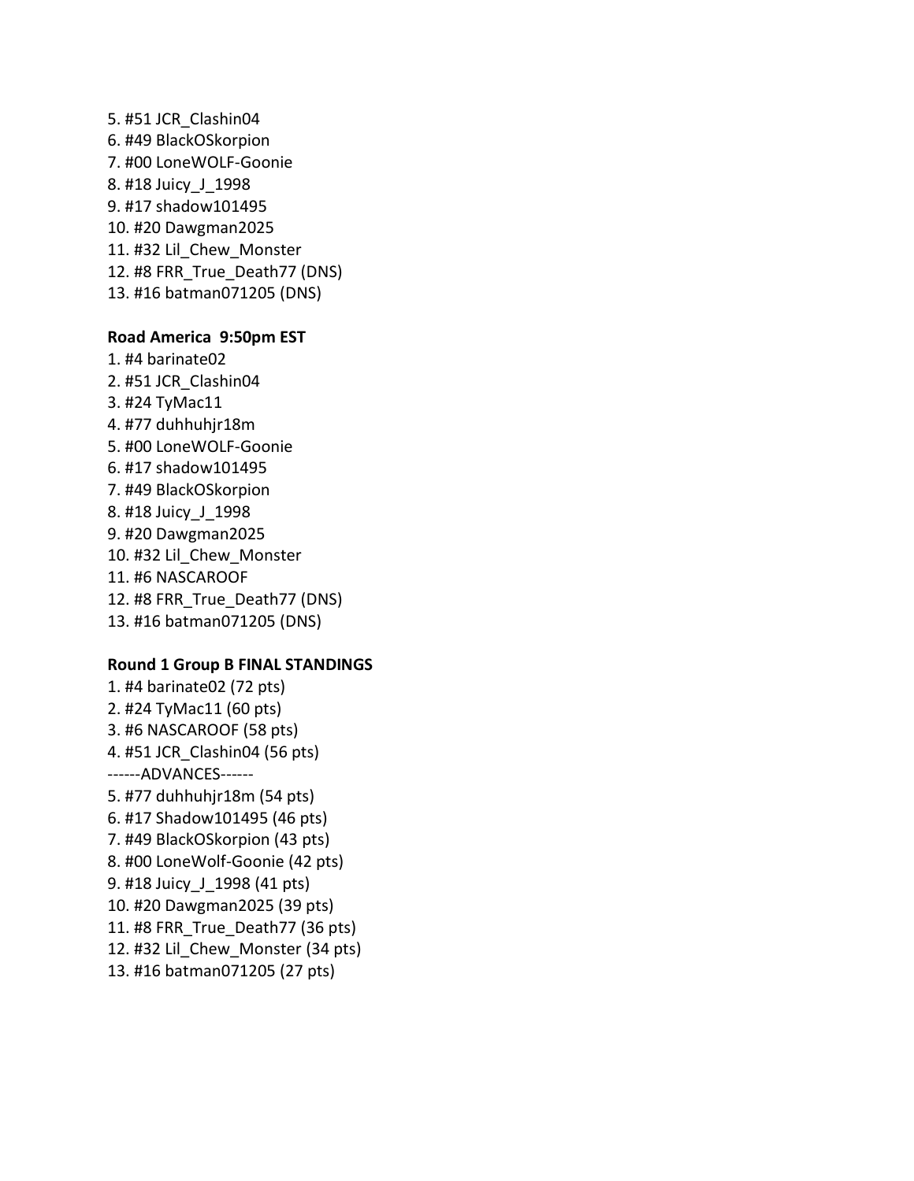5. #51 JCR_Clashin04
6. #49 BlackOSkorpion
7. #00 LoneWOLF-Goonie
8. #18 Juicy_J_1998
9. #17 shadow101495
10. #20 Dawgman2025
11. #32 Lil_Chew_Monster
12. #8 FRR_True_Death77 (DNS)
13. #16 batman071205 (DNS)

**Road America 9:50pm EST**

1. #4 barinate02
2. #51 JCR_Clashin04
3. #24 TyMac11
4. #77 duhhuhjr18m
5. #00 LoneWOLF-Goonie
6. #17 shadow101495
7. #49 BlackOSkorpion
8. #18 Juicy_J_1998
9. #20 Dawgman2025
10. #32 Lil_Chew_Monster
11. #6 NASCAROOF
12. #8 FRR_True_Death77 (DNS)
13. #16 batman071205 (DNS)

**Round 1 Group B FINAL STANDINGS**

1. #4 barinate02 (72 pts)
2. #24 TyMac11 (60 pts)
3. #6 NASCAROOF (58 pts)
4. #51 JCR_Clashin04 (56 pts)

------ADVANCES------

5. #77 duhhuhjr18m (54 pts)
6. #17 Shadow101495 (46 pts)
7. #49 BlackOSkorpion (43 pts)
8. #00 LoneWolf-Goonie (42 pts)
9. #18 Juicy_J_1998 (41 pts)
10. #20 Dawgman2025 (39 pts)
11. #8 FRR_True_Death77 (36 pts)
12. #32 Lil_Chew_Monster (34 pts)
13. #16 batman071205 (27 pts)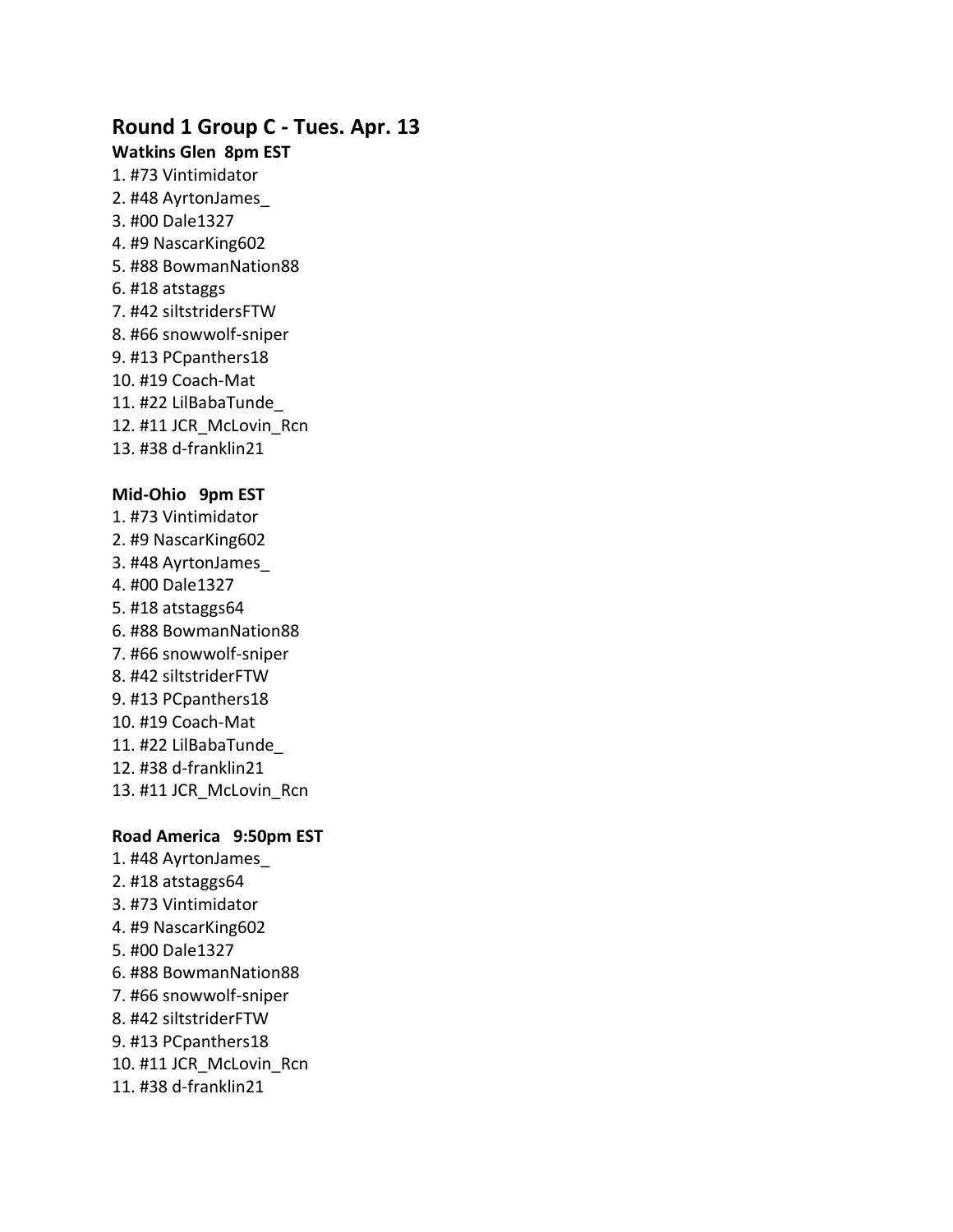## Round 1 Group C - Tues. Apr. 13

**Watkins Glen  8pm EST**

1. #73 Vintimidator
2. #48 AyrtonJames_
3. #00 Dale1327
4. #9 NascarKing602
5. #88 BowmanNation88
6. #18 atstaggs
7. #42 siltstridersFTW
8. #66 snowwolf-sniper
9. #13 PCpanthers18
10. #19 Coach-Mat
11. #22 LilBabaTunde_
12. #11 JCR_McLovin_Rcn
13. #38 d-franklin21

**Mid-Ohio   9pm EST**

1. #73 Vintimidator
2. #9 NascarKing602
3. #48 AyrtonJames_
4. #00 Dale1327
5. #18 atstaggs64
6. #88 BowmanNation88
7. #66 snowwolf-sniper
8. #42 siltstriderFTW
9. #13 PCpanthers18
10. #19 Coach-Mat
11. #22 LilBabaTunde_
12. #38 d-franklin21
13. #11 JCR_McLovin_Rcn

**Road America   9:50pm EST**

1. #48 AyrtonJames_
2. #18 atstaggs64
3. #73 Vintimidator
4. #9 NascarKing602
5. #00 Dale1327
6. #88 BowmanNation88
7. #66 snowwolf-sniper
8. #42 siltstriderFTW
9. #13 PCpanthers18
10. #11 JCR_McLovin_Rcn
11. #38 d-franklin21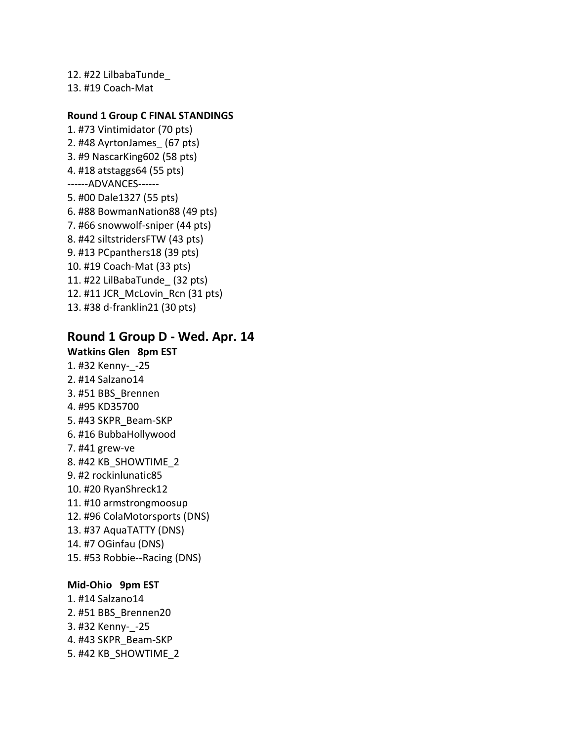12. #22 LilbabaTunde_
13. #19 Coach-Mat

**Round 1 Group C FINAL STANDINGS**

1. #73 Vintimidator (70 pts)
2. #48 AyrtonJames_ (67 pts)
3. #9 NascarKing602 (58 pts)
4. #18 atstaggs64 (55 pts)

------ADVANCES------

5. #00 Dale1327 (55 pts)
6. #88 BowmanNation88 (49 pts)
7. #66 snowwolf-sniper (44 pts)
8. #42 siltstridersFTW (43 pts)
9. #13 PCpanthers18 (39 pts)
10. #19 Coach-Mat (33 pts)
11. #22 LilBabaTunde_ (32 pts)
12. #11 JCR_McLovin_Rcn (31 pts)
13. #38 d-franklin21 (30 pts)

## Round 1 Group D - Wed. Apr. 14

**Watkins Glen 8pm EST**

1. #32 Kenny-_-25
2. #14 Salzano14
3. #51 BBS_Brennen
4. #95 KD35700
5. #43 SKPR_Beam-SKP
6. #16 BubbaHollywood
7. #41 grew-ve
8. #42 KB_SHOWTIME_2
9. #2 rockinlunatic85
10. #20 RyanShreck12
11. #10 armstrongmoosup
12. #96 ColaMotorsports (DNS)
13. #37 AquaTATTY (DNS)
14. #7 OGinfau (DNS)
15. #53 Robbie--Racing (DNS)

**Mid-Ohio 9pm EST**

1. #14 Salzano14
2. #51 BBS_Brennen20
3. #32 Kenny-_-25
4. #43 SKPR_Beam-SKP
5. #42 KB_SHOWTIME_2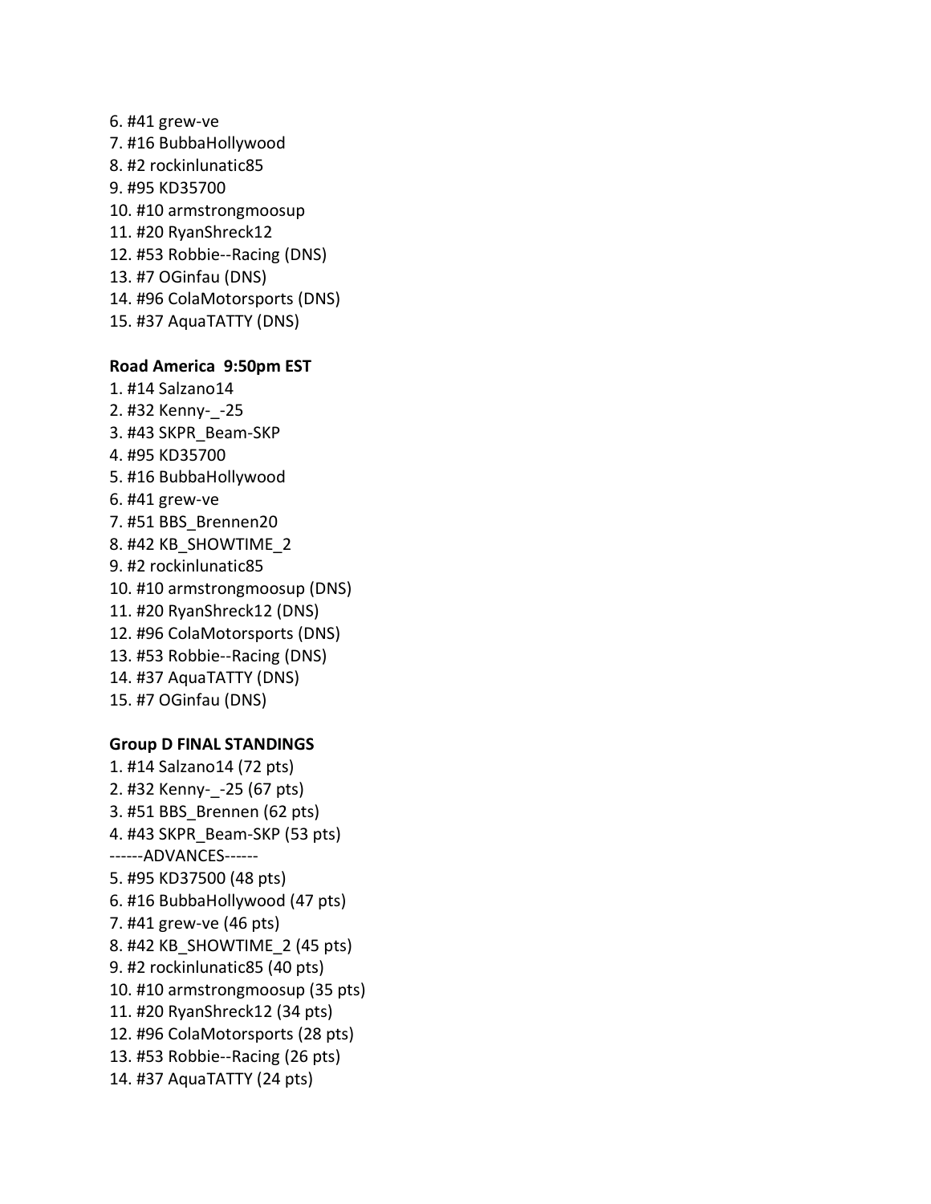6. #41 grew-ve
7. #16 BubbaHollywood
8. #2 rockinlunatic85
9. #95 KD35700
10. #10 armstrongmoosup
11. #20 RyanShreck12
12. #53 Robbie--Racing (DNS)
13. #7 OGinfau (DNS)
14. #96 ColaMotorsports (DNS)
15. #37 AquaTATTY (DNS)

**Road America 9:50pm EST**

1. #14 Salzano14
2. #32 Kenny-_-25
3. #43 SKPR_Beam-SKP
4. #95 KD35700
5. #16 BubbaHollywood
6. #41 grew-ve
7. #51 BBS_Brennen20
8. #42 KB_SHOWTIME_2
9. #2 rockinlunatic85
10. #10 armstrongmoosup (DNS)
11. #20 RyanShreck12 (DNS)
12. #96 ColaMotorsports (DNS)
13. #53 Robbie--Racing (DNS)
14. #37 AquaTATTY (DNS)
15. #7 OGinfau (DNS)

**Group D FINAL STANDINGS**

1. #14 Salzano14 (72 pts)
2. #32 Kenny-_-25 (67 pts)
3. #51 BBS_Brennen (62 pts)
4. #43 SKPR_Beam-SKP (53 pts)

------ADVANCES------

5. #95 KD37500 (48 pts)
6. #16 BubbaHollywood (47 pts)
7. #41 grew-ve (46 pts)
8. #42 KB_SHOWTIME_2 (45 pts)
9. #2 rockinlunatic85 (40 pts)
10. #10 armstrongmoosup (35 pts)
11. #20 RyanShreck12 (34 pts)
12. #96 ColaMotorsports (28 pts)
13. #53 Robbie--Racing (26 pts)
14. #37 AquaTATTY (24 pts)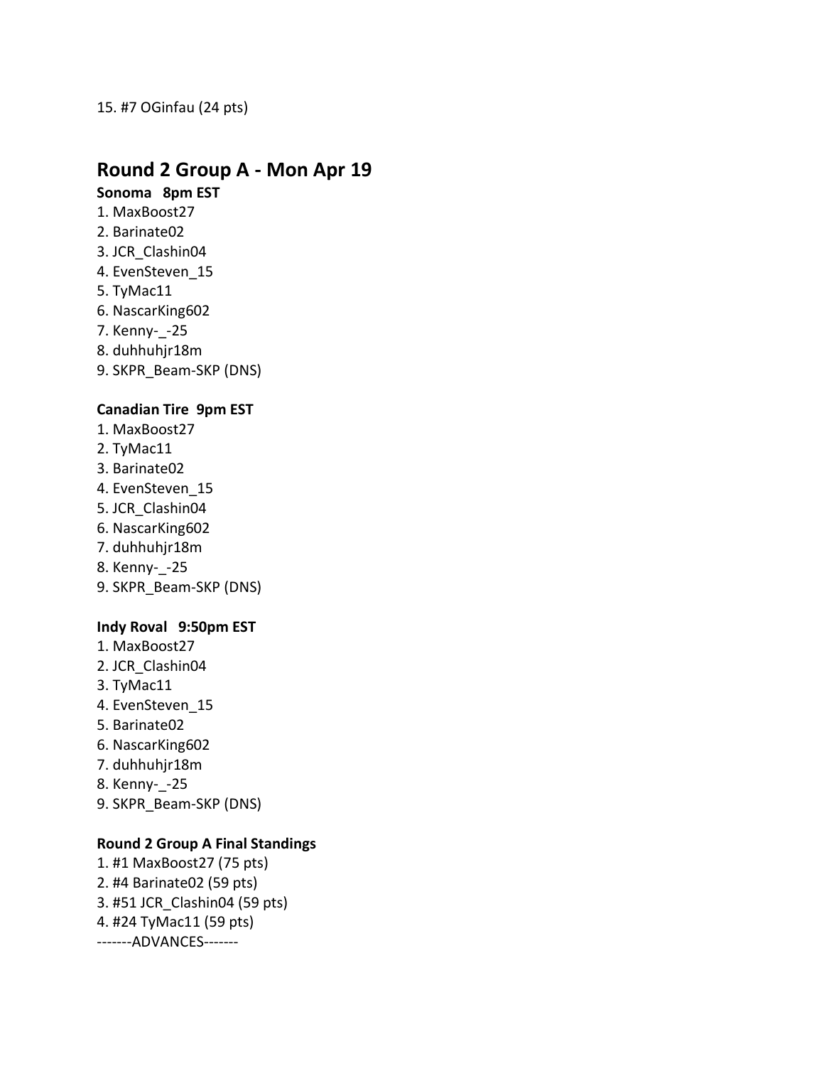15. #7 OGinfau (24 pts)

## Round 2 Group A - Mon Apr 19

**Sonoma   8pm EST**

1. MaxBoost27
2. Barinate02
3. JCR_Clashin04
4. EvenSteven_15
5. TyMac11
6. NascarKing602
7. Kenny-_-25
8. duhhuhjr18m
9. SKPR_Beam-SKP (DNS)

**Canadian Tire  9pm EST**

1. MaxBoost27
2. TyMac11
3. Barinate02
4. EvenSteven_15
5. JCR_Clashin04
6. NascarKing602
7. duhhuhjr18m
8. Kenny-_-25
9. SKPR_Beam-SKP (DNS)

**Indy Roval   9:50pm EST**

1. MaxBoost27
2. JCR_Clashin04
3. TyMac11
4. EvenSteven_15
5. Barinate02
6. NascarKing602
7. duhhuhjr18m
8. Kenny-_-25
9. SKPR_Beam-SKP (DNS)

**Round 2 Group A Final Standings**

1. #1 MaxBoost27 (75 pts)
2. #4 Barinate02 (59 pts)
3. #51 JCR_Clashin04 (59 pts)
4. #24 TyMac11 (59 pts)

-------ADVANCES-------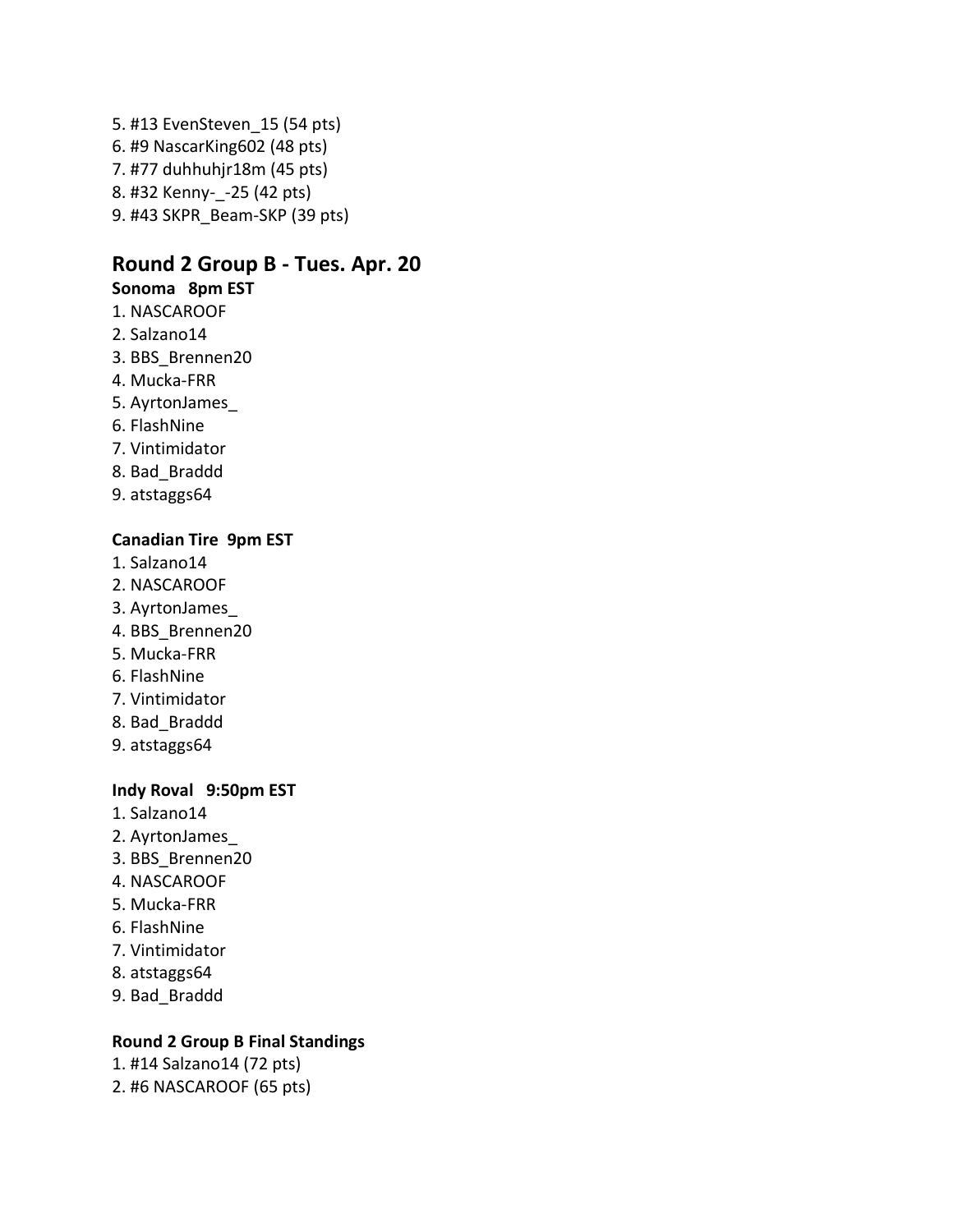5. #13 EvenSteven_15 (54 pts)
6. #9 NascarKing602 (48 pts)
7. #77 duhhuhjr18m (45 pts)
8. #32 Kenny-_-25 (42 pts)
9. #43 SKPR_Beam-SKP (39 pts)

## Round 2 Group B - Tues. Apr. 20

**Sonoma 8pm EST**

1. NASCAROOF
2. Salzano14
3. BBS_Brennen20
4. Mucka-FRR
5. AyrtonJames_
6. FlashNine
7. Vintimidator
8. Bad_Braddd
9. atstaggs64

**Canadian Tire 9pm EST**

1. Salzano14
2. NASCAROOF
3. AyrtonJames_
4. BBS_Brennen20
5. Mucka-FRR
6. FlashNine
7. Vintimidator
8. Bad_Braddd
9. atstaggs64

**Indy Roval 9:50pm EST**

1. Salzano14
2. AyrtonJames_
3. BBS_Brennen20
4. NASCAROOF
5. Mucka-FRR
6. FlashNine
7. Vintimidator
8. atstaggs64
9. Bad_Braddd

**Round 2 Group B Final Standings**

1. #14 Salzano14 (72 pts)
2. #6 NASCAROOF (65 pts)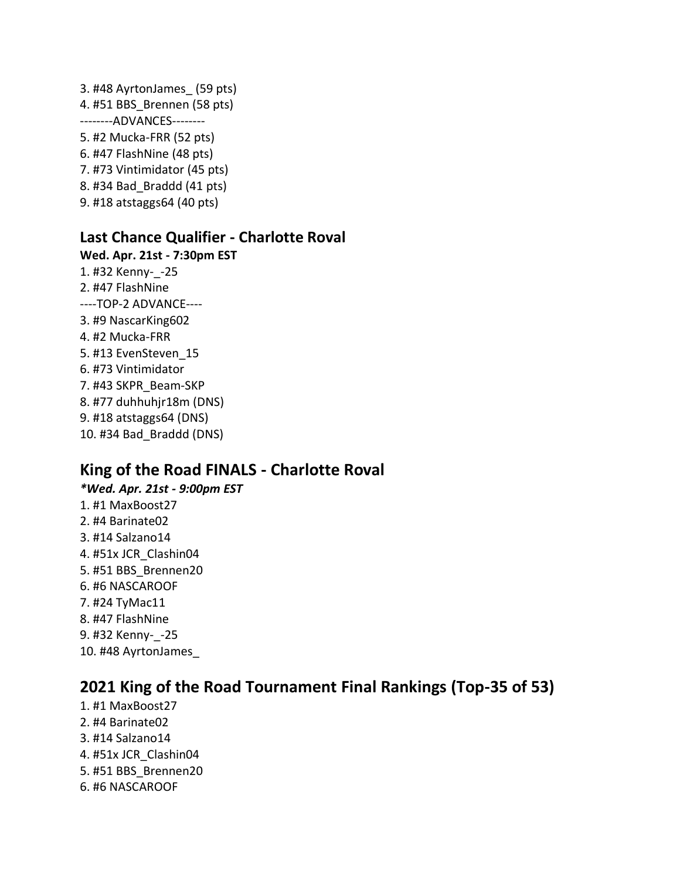3. #48 AyrtonJames_ (59 pts)
4. #51 BBS_Brennen (58 pts)

--------ADVANCES--------

5. #2 Mucka-FRR (52 pts)
6. #47 FlashNine (48 pts)
7. #73 Vintimidator (45 pts)
8. #34 Bad_Braddd (41 pts)
9. #18 atstaggs64 (40 pts)

### Last Chance Qualifier - Charlotte Roval

**Wed. Apr. 21st - 7:30pm EST**

1. #32 Kenny-_-25
2. #47 FlashNine

----TOP-2 ADVANCE----

3. #9 NascarKing602
4. #2 Mucka-FRR
5. #13 EvenSteven_15
6. #73 Vintimidator
7. #43 SKPR_Beam-SKP
8. #77 duhhuhjr18m (DNS)
9. #18 atstaggs64 (DNS)
10. #34 Bad_Braddd (DNS)

## King of the Road FINALS - Charlotte Roval

***Wed. Apr. 21st - 9:00pm EST***

1. #1 MaxBoost27
2. #4 Barinate02
3. #14 Salzano14
4. #51x JCR_Clashin04
5. #51 BBS_Brennen20
6. #6 NASCAROOF
7. #24 TyMac11
8. #47 FlashNine
9. #32 Kenny-_-25
10. #48 AyrtonJames_

## 2021 King of the Road Tournament Final Rankings (Top-35 of 53)

1. #1 MaxBoost27
2. #4 Barinate02
3. #14 Salzano14
4. #51x JCR_Clashin04
5. #51 BBS_Brennen20
6. #6 NASCAROOF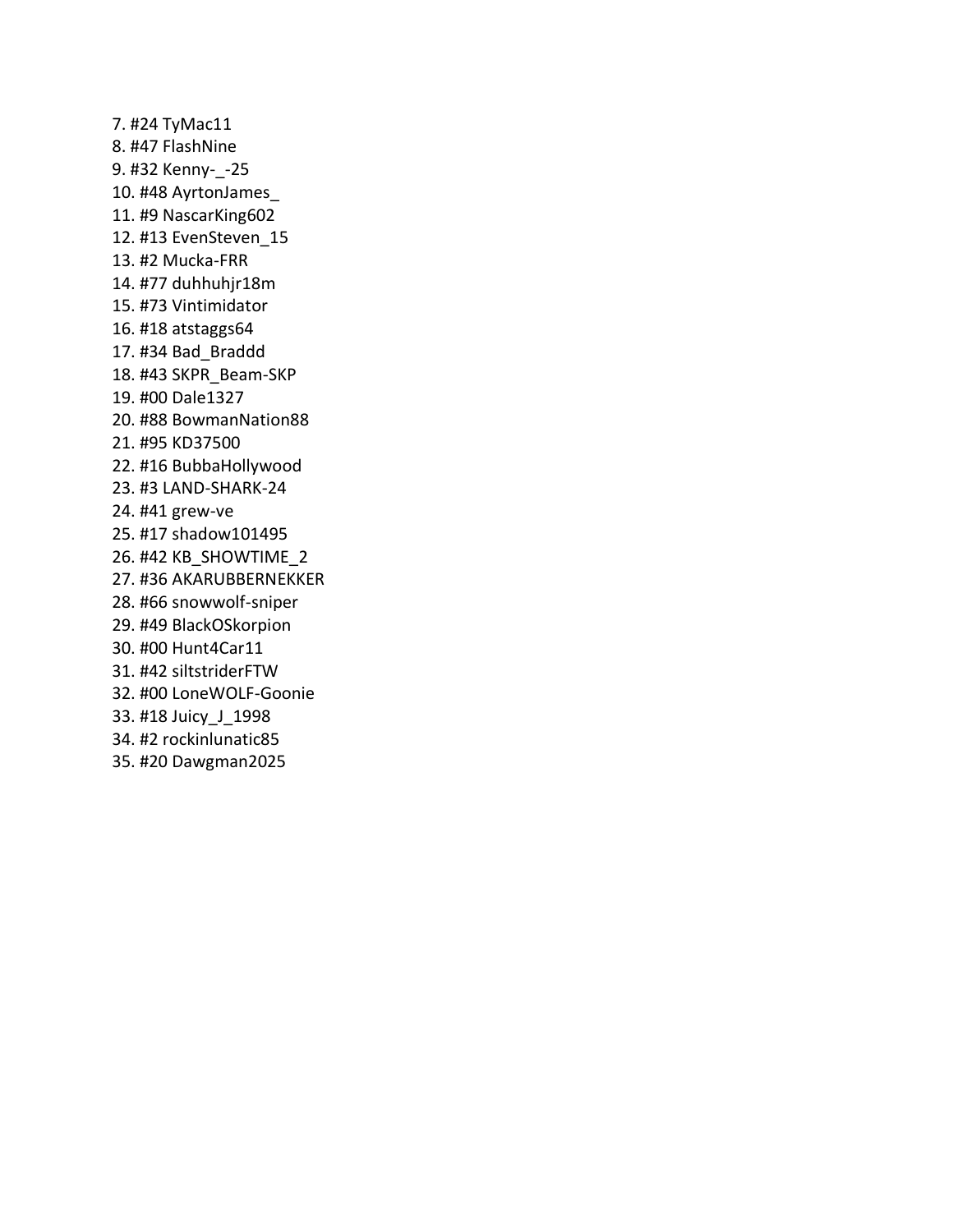7. #24 TyMac11
8. #47 FlashNine
9. #32 Kenny-_-25
10. #48 AyrtonJames_
11. #9 NascarKing602
12. #13 EvenSteven_15
13. #2 Mucka-FRR
14. #77 duhhuhjr18m
15. #73 Vintimidator
16. #18 atstaggs64
17. #34 Bad_Braddd
18. #43 SKPR_Beam-SKP
19. #00 Dale1327
20. #88 BowmanNation88
21. #95 KD37500
22. #16 BubbaHollywood
23. #3 LAND-SHARK-24
24. #41 grew-ve
25. #17 shadow101495
26. #42 KB_SHOWTIME_2
27. #36 AKARUBBERNEKKER
28. #66 snowwolf-sniper
29. #49 BlackOSkorpion
30. #00 Hunt4Car11
31. #42 siltstriderFTW
32. #00 LoneWOLF-Goonie
33. #18 Juicy_J_1998
34. #2 rockinlunatic85
35. #20 Dawgman2025